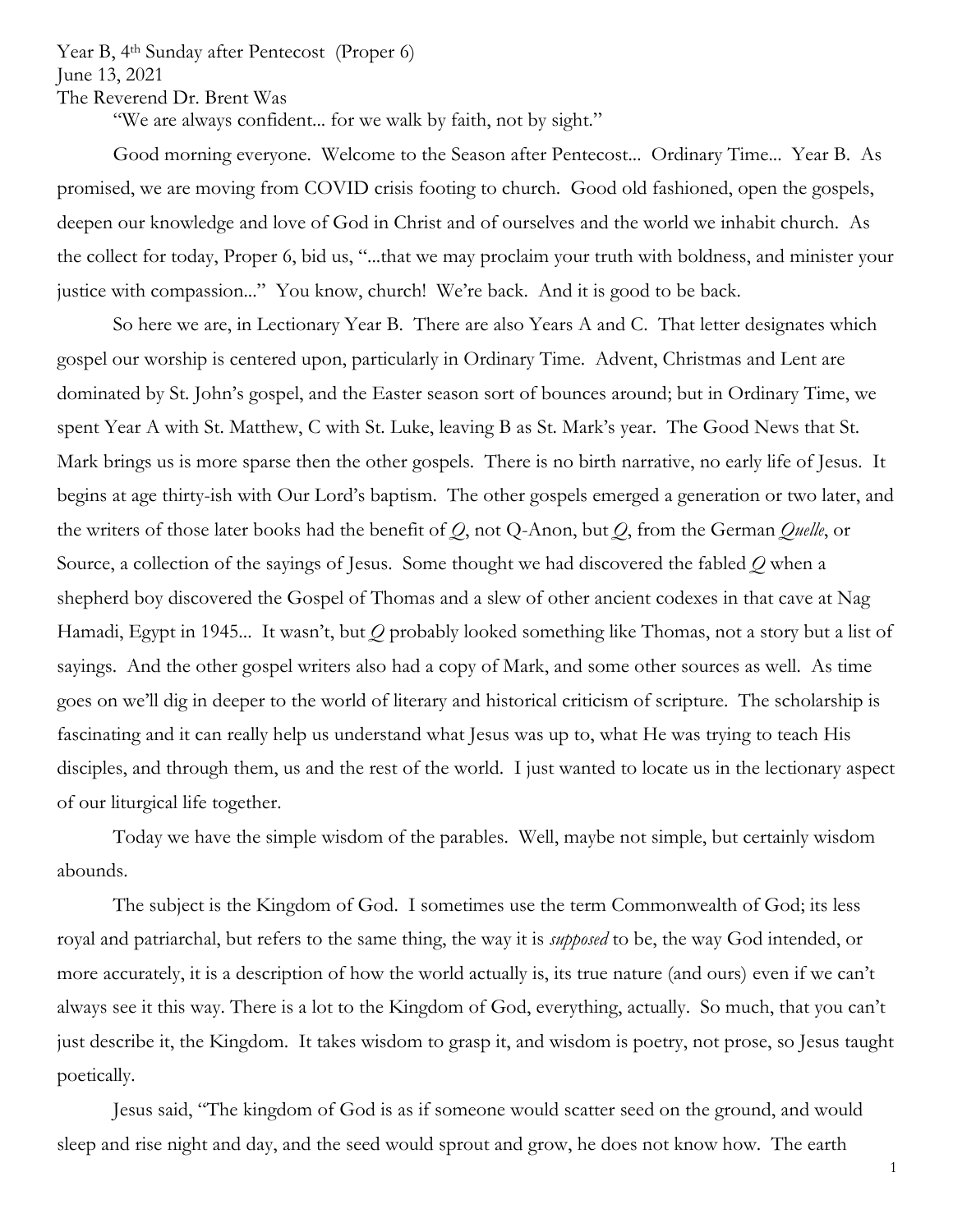Year B, 4th Sunday after Pentecost (Proper 6)
June 13, 2021
The Reverend Dr. Brent Was

"We are always confident... for we walk by faith, not by sight."

Good morning everyone. Welcome to the Season after Pentecost... Ordinary Time... Year B. As promised, we are moving from COVID crisis footing to church. Good old fashioned, open the gospels, deepen our knowledge and love of God in Christ and of ourselves and the world we inhabit church. As the collect for today, Proper 6, bid us, "...that we may proclaim your truth with boldness, and minister your justice with compassion..." You know, church! We're back. And it is good to be back.

So here we are, in Lectionary Year B. There are also Years A and C. That letter designates which gospel our worship is centered upon, particularly in Ordinary Time. Advent, Christmas and Lent are dominated by St. John's gospel, and the Easter season sort of bounces around; but in Ordinary Time, we spent Year A with St. Matthew, C with St. Luke, leaving B as St. Mark's year. The Good News that St. Mark brings us is more sparse then the other gospels. There is no birth narrative, no early life of Jesus. It begins at age thirty-ish with Our Lord's baptism. The other gospels emerged a generation or two later, and the writers of those later books had the benefit of *Q*, not Q-Anon, but *Q*, from the German *Quelle*, or Source, a collection of the sayings of Jesus. Some thought we had discovered the fabled *Q* when a shepherd boy discovered the Gospel of Thomas and a slew of other ancient codexes in that cave at Nag Hamadi, Egypt in 1945... It wasn't, but *Q* probably looked something like Thomas, not a story but a list of sayings. And the other gospel writers also had a copy of Mark, and some other sources as well. As time goes on we'll dig in deeper to the world of literary and historical criticism of scripture. The scholarship is fascinating and it can really help us understand what Jesus was up to, what He was trying to teach His disciples, and through them, us and the rest of the world. I just wanted to locate us in the lectionary aspect of our liturgical life together.

Today we have the simple wisdom of the parables. Well, maybe not simple, but certainly wisdom abounds.

The subject is the Kingdom of God. I sometimes use the term Commonwealth of God; its less royal and patriarchal, but refers to the same thing, the way it is *supposed* to be, the way God intended, or more accurately, it is a description of how the world actually is, its true nature (and ours) even if we can't always see it this way. There is a lot to the Kingdom of God, everything, actually. So much, that you can't just describe it, the Kingdom. It takes wisdom to grasp it, and wisdom is poetry, not prose, so Jesus taught poetically.

Jesus said, "The kingdom of God is as if someone would scatter seed on the ground, and would sleep and rise night and day, and the seed would sprout and grow, he does not know how. The earth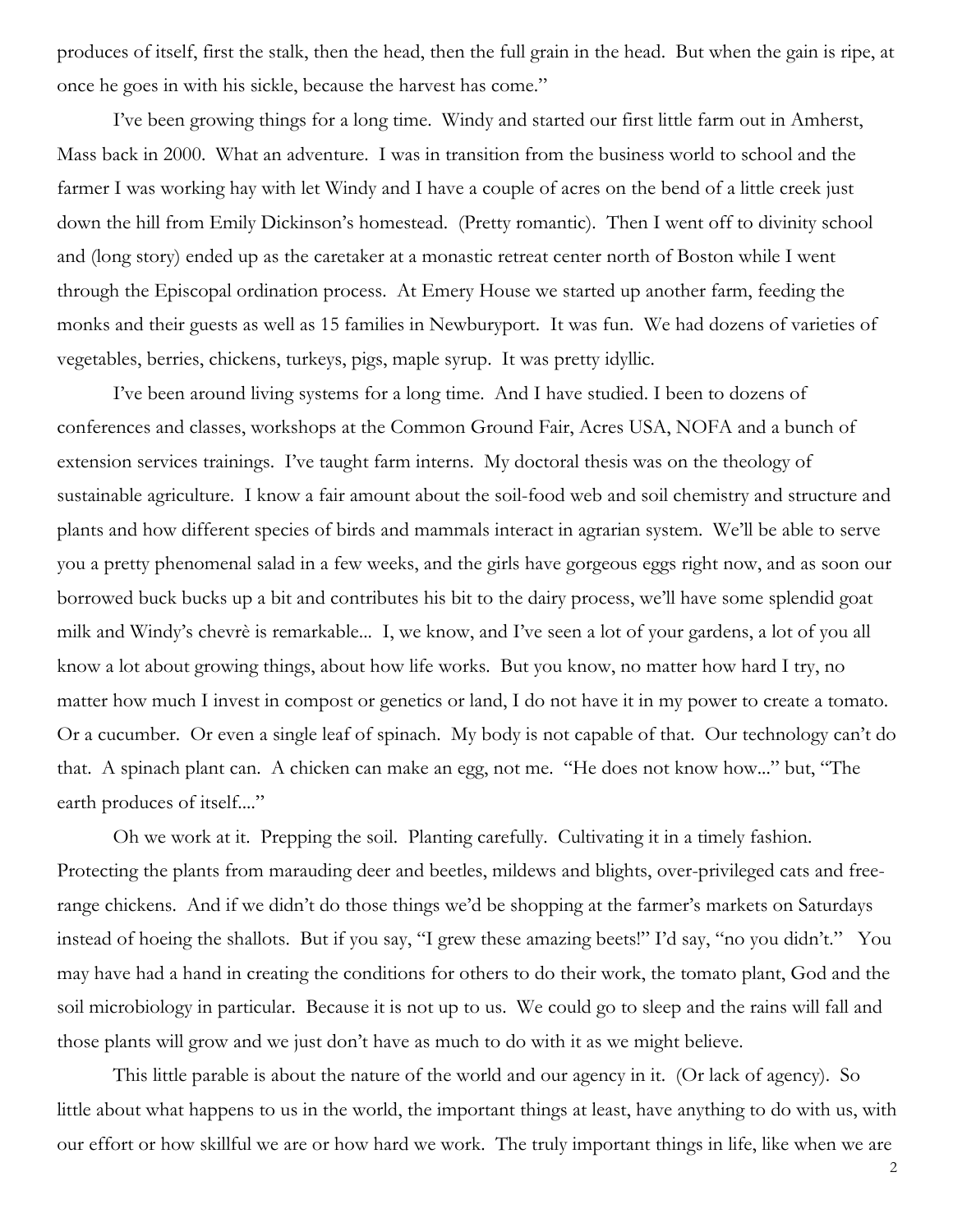produces of itself, first the stalk, then the head, then the full grain in the head. But when the gain is ripe, at once he goes in with his sickle, because the harvest has come."

I've been growing things for a long time. Windy and started our first little farm out in Amherst, Mass back in 2000. What an adventure. I was in transition from the business world to school and the farmer I was working hay with let Windy and I have a couple of acres on the bend of a little creek just down the hill from Emily Dickinson's homestead. (Pretty romantic). Then I went off to divinity school and (long story) ended up as the caretaker at a monastic retreat center north of Boston while I went through the Episcopal ordination process. At Emery House we started up another farm, feeding the monks and their guests as well as 15 families in Newburyport. It was fun. We had dozens of varieties of vegetables, berries, chickens, turkeys, pigs, maple syrup. It was pretty idyllic.

I've been around living systems for a long time. And I have studied. I been to dozens of conferences and classes, workshops at the Common Ground Fair, Acres USA, NOFA and a bunch of extension services trainings. I've taught farm interns. My doctoral thesis was on the theology of sustainable agriculture. I know a fair amount about the soil-food web and soil chemistry and structure and plants and how different species of birds and mammals interact in agrarian system. We'll be able to serve you a pretty phenomenal salad in a few weeks, and the girls have gorgeous eggs right now, and as soon our borrowed buck bucks up a bit and contributes his bit to the dairy process, we'll have some splendid goat milk and Windy's chevrè is remarkable... I, we know, and I've seen a lot of your gardens, a lot of you all know a lot about growing things, about how life works. But you know, no matter how hard I try, no matter how much I invest in compost or genetics or land, I do not have it in my power to create a tomato. Or a cucumber. Or even a single leaf of spinach. My body is not capable of that. Our technology can't do that. A spinach plant can. A chicken can make an egg, not me. "He does not know how..." but, "The earth produces of itself...."

Oh we work at it. Prepping the soil. Planting carefully. Cultivating it in a timely fashion. Protecting the plants from marauding deer and beetles, mildews and blights, over-privileged cats and free-range chickens. And if we didn't do those things we'd be shopping at the farmer's markets on Saturdays instead of hoeing the shallots. But if you say, "I grew these amazing beets!" I'd say, "no you didn't." You may have had a hand in creating the conditions for others to do their work, the tomato plant, God and the soil microbiology in particular. Because it is not up to us. We could go to sleep and the rains will fall and those plants will grow and we just don't have as much to do with it as we might believe.

This little parable is about the nature of the world and our agency in it. (Or lack of agency). So little about what happens to us in the world, the important things at least, have anything to do with us, with our effort or how skillful we are or how hard we work. The truly important things in life, like when we are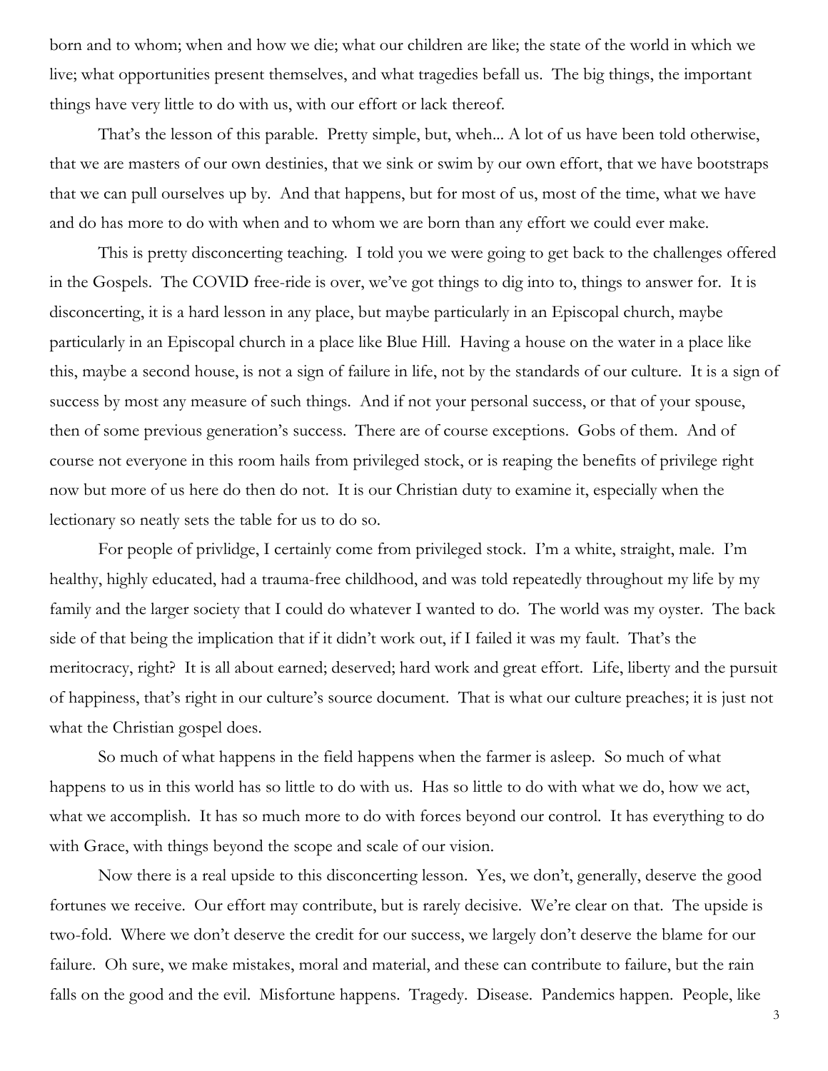born and to whom; when and how we die; what our children are like; the state of the world in which we live; what opportunities present themselves, and what tragedies befall us. The big things, the important things have very little to do with us, with our effort or lack thereof.

That's the lesson of this parable. Pretty simple, but, wheh... A lot of us have been told otherwise, that we are masters of our own destinies, that we sink or swim by our own effort, that we have bootstraps that we can pull ourselves up by. And that happens, but for most of us, most of the time, what we have and do has more to do with when and to whom we are born than any effort we could ever make.

This is pretty disconcerting teaching. I told you we were going to get back to the challenges offered in the Gospels. The COVID free-ride is over, we've got things to dig into to, things to answer for. It is disconcerting, it is a hard lesson in any place, but maybe particularly in an Episcopal church, maybe particularly in an Episcopal church in a place like Blue Hill. Having a house on the water in a place like this, maybe a second house, is not a sign of failure in life, not by the standards of our culture. It is a sign of success by most any measure of such things. And if not your personal success, or that of your spouse, then of some previous generation's success. There are of course exceptions. Gobs of them. And of course not everyone in this room hails from privileged stock, or is reaping the benefits of privilege right now but more of us here do then do not. It is our Christian duty to examine it, especially when the lectionary so neatly sets the table for us to do so.

For people of privlidge, I certainly come from privileged stock. I'm a white, straight, male. I'm healthy, highly educated, had a trauma-free childhood, and was told repeatedly throughout my life by my family and the larger society that I could do whatever I wanted to do. The world was my oyster. The back side of that being the implication that if it didn't work out, if I failed it was my fault. That's the meritocracy, right? It is all about earned; deserved; hard work and great effort. Life, liberty and the pursuit of happiness, that's right in our culture's source document. That is what our culture preaches; it is just not what the Christian gospel does.

So much of what happens in the field happens when the farmer is asleep. So much of what happens to us in this world has so little to do with us. Has so little to do with what we do, how we act, what we accomplish. It has so much more to do with forces beyond our control. It has everything to do with Grace, with things beyond the scope and scale of our vision.

Now there is a real upside to this disconcerting lesson. Yes, we don't, generally, deserve the good fortunes we receive. Our effort may contribute, but is rarely decisive. We're clear on that. The upside is two-fold. Where we don't deserve the credit for our success, we largely don't deserve the blame for our failure. Oh sure, we make mistakes, moral and material, and these can contribute to failure, but the rain falls on the good and the evil. Misfortune happens. Tragedy. Disease. Pandemics happen. People, like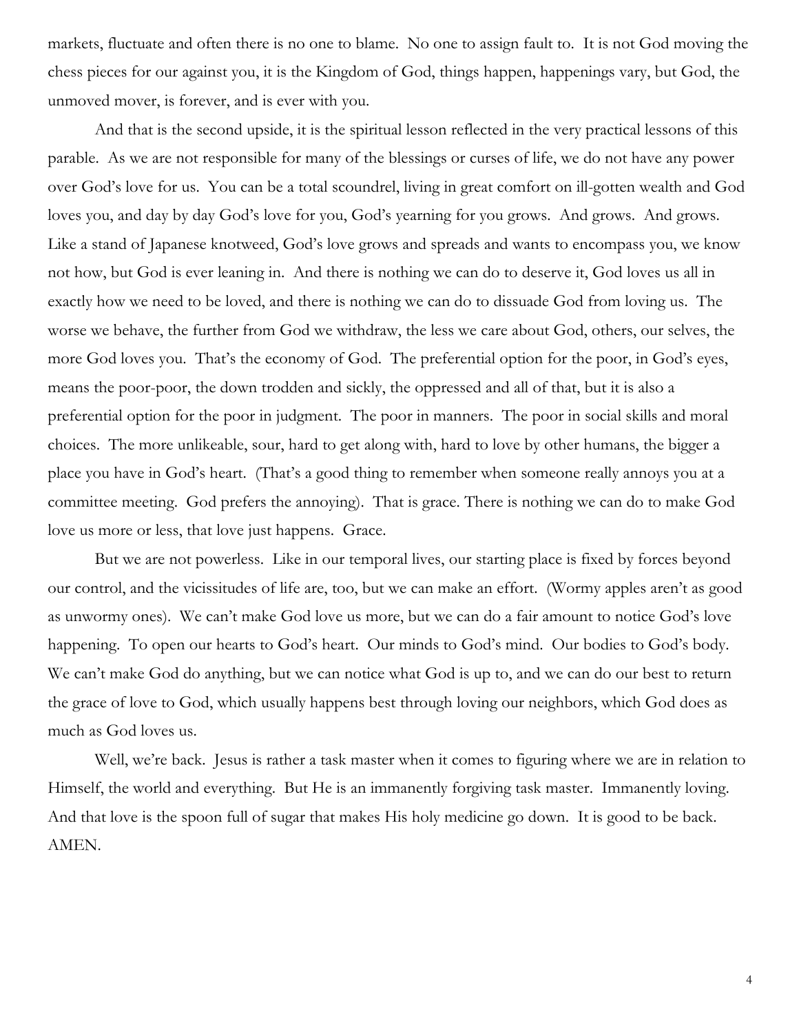markets, fluctuate and often there is no one to blame. No one to assign fault to. It is not God moving the chess pieces for our against you, it is the Kingdom of God, things happen, happenings vary, but God, the unmoved mover, is forever, and is ever with you.

And that is the second upside, it is the spiritual lesson reflected in the very practical lessons of this parable. As we are not responsible for many of the blessings or curses of life, we do not have any power over God's love for us. You can be a total scoundrel, living in great comfort on ill-gotten wealth and God loves you, and day by day God's love for you, God's yearning for you grows. And grows. And grows. Like a stand of Japanese knotweed, God's love grows and spreads and wants to encompass you, we know not how, but God is ever leaning in. And there is nothing we can do to deserve it, God loves us all in exactly how we need to be loved, and there is nothing we can do to dissuade God from loving us. The worse we behave, the further from God we withdraw, the less we care about God, others, our selves, the more God loves you. That's the economy of God. The preferential option for the poor, in God's eyes, means the poor-poor, the down trodden and sickly, the oppressed and all of that, but it is also a preferential option for the poor in judgment. The poor in manners. The poor in social skills and moral choices. The more unlikeable, sour, hard to get along with, hard to love by other humans, the bigger a place you have in God's heart. (That's a good thing to remember when someone really annoys you at a committee meeting. God prefers the annoying). That is grace. There is nothing we can do to make God love us more or less, that love just happens. Grace.

But we are not powerless. Like in our temporal lives, our starting place is fixed by forces beyond our control, and the vicissitudes of life are, too, but we can make an effort. (Wormy apples aren't as good as unwormy ones). We can't make God love us more, but we can do a fair amount to notice God's love happening. To open our hearts to God's heart. Our minds to God's mind. Our bodies to God's body. We can't make God do anything, but we can notice what God is up to, and we can do our best to return the grace of love to God, which usually happens best through loving our neighbors, which God does as much as God loves us.

Well, we're back. Jesus is rather a task master when it comes to figuring where we are in relation to Himself, the world and everything. But He is an immanently forgiving task master. Immanently loving. And that love is the spoon full of sugar that makes His holy medicine go down. It is good to be back. AMEN.